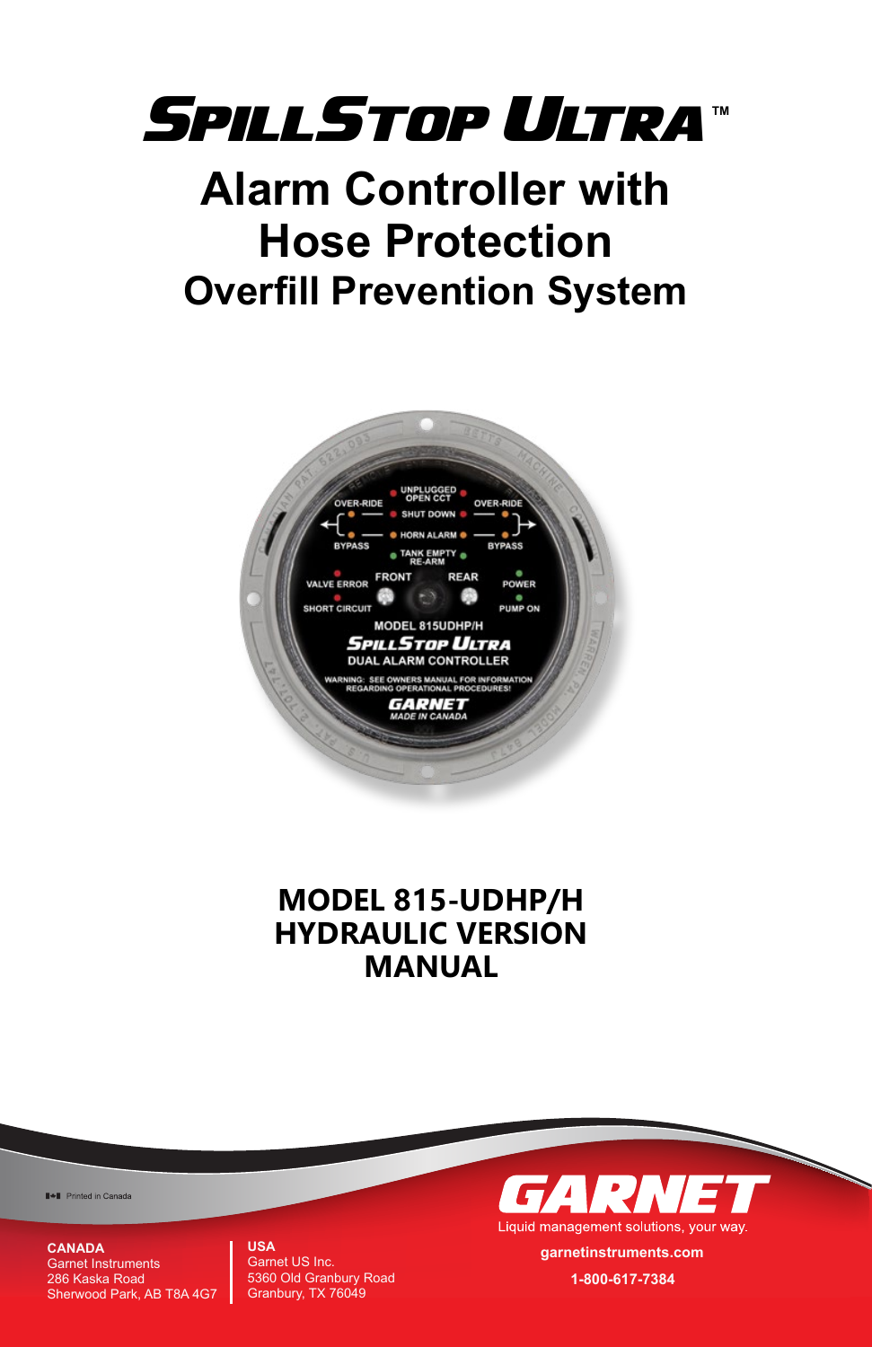# SPILLSTOP ULTRA™

## Alarm Controller with Hose Protection

### Overfill Prevention System

## MODEL 815-UDHP/H HYDRAULIC VERSION MANUAL

Printed in Canada

**CANADA**
Garnet Instruments
286 Kaska Road
Sherwood Park, AB T8A 4G7

**USA**
Garnet US Inc.
5360 Old Granbury Road
Granbury, TX 76049

**GARNET**
Liquid management solutions, your way.

**garnetinstruments.com**

**1-800-617-7384**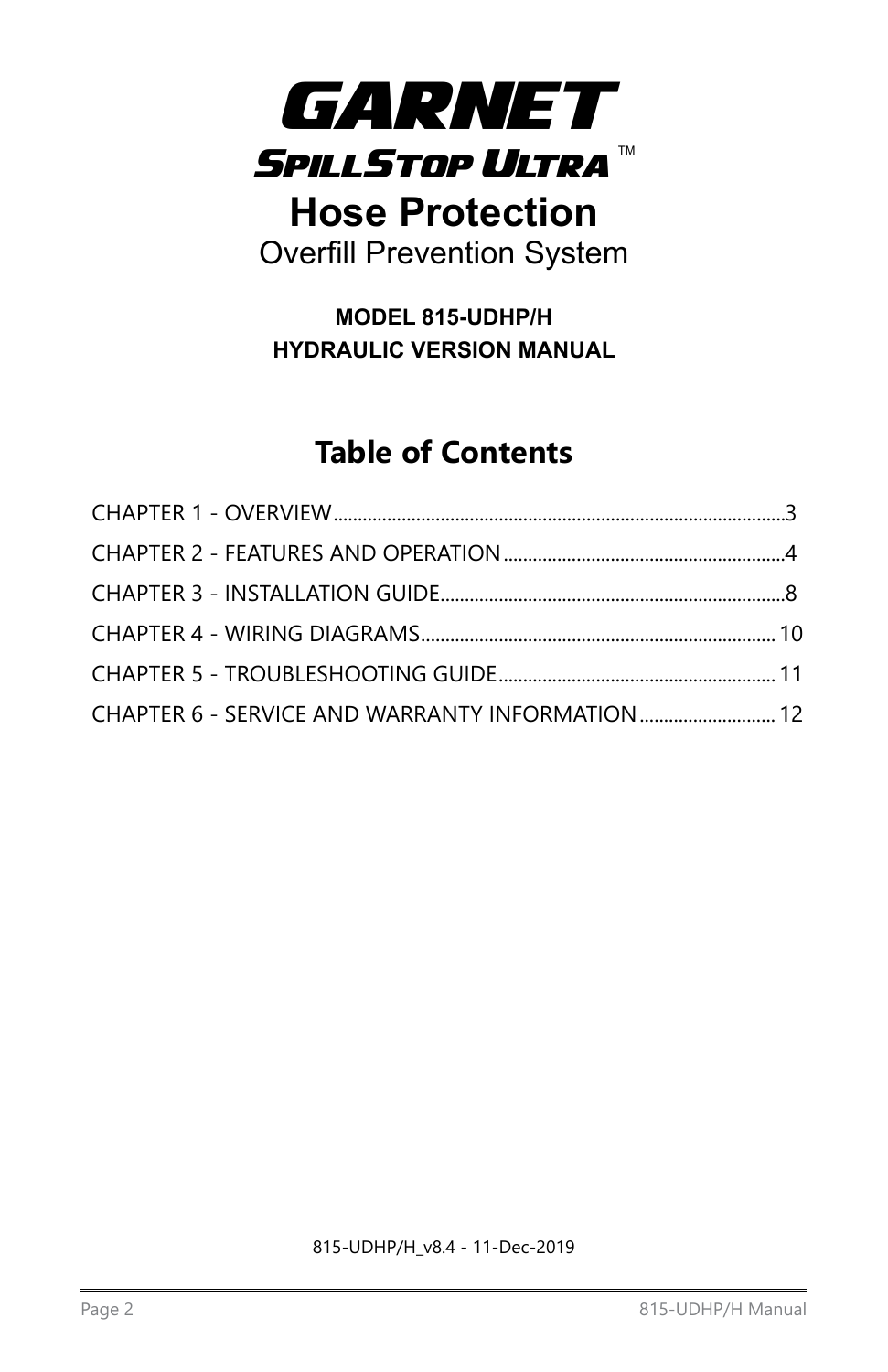# GARNET

## SpillStop Ultra™

# Hose Protection

Overfill Prevention System

**MODEL 815-UDHP/H**
**HYDRAULIC VERSION MANUAL**

## Table of Contents

CHAPTER 1 - OVERVIEW....................3
CHAPTER 2 - FEATURES AND OPERATION....................4
CHAPTER 3 - INSTALLATION GUIDE....................8
CHAPTER 4 - WIRING DIAGRAMS....................10
CHAPTER 5 - TROUBLESHOOTING GUIDE....................11
CHAPTER 6 - SERVICE AND WARRANTY INFORMATION....................12

815-UDHP/H_v8.4 - 11-Dec-2019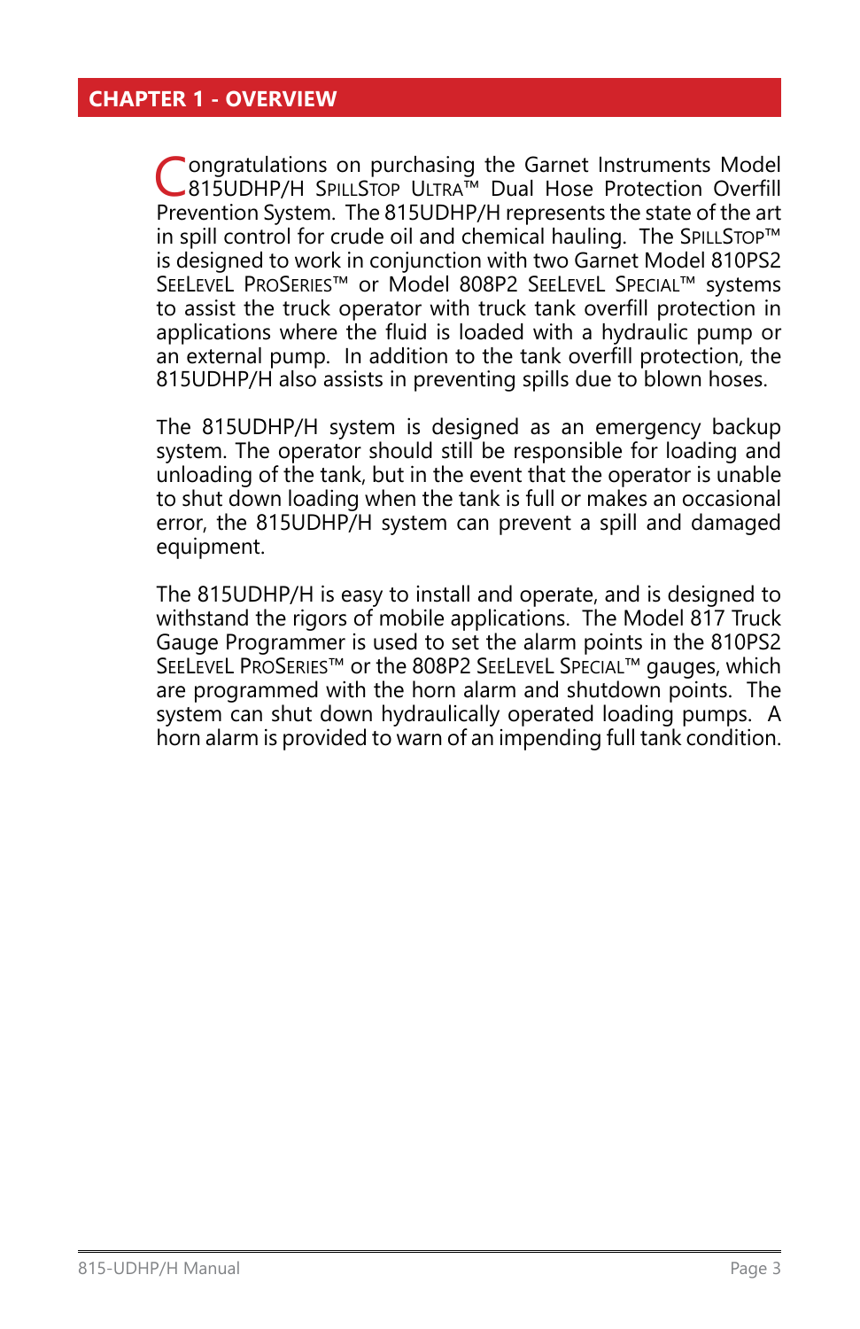# CHAPTER 1 - OVERVIEW

Congratulations on purchasing the Garnet Instruments Model 815UDHP/H SpillStop Ultra™ Dual Hose Protection Overfill Prevention System. The 815UDHP/H represents the state of the art in spill control for crude oil and chemical hauling. The SpillStop™ is designed to work in conjunction with two Garnet Model 810PS2 SeeLevel ProSeries™ or Model 808P2 SeeLevel Special™ systems to assist the truck operator with truck tank overfill protection in applications where the fluid is loaded with a hydraulic pump or an external pump. In addition to the tank overfill protection, the 815UDHP/H also assists in preventing spills due to blown hoses.

The 815UDHP/H system is designed as an emergency backup system. The operator should still be responsible for loading and unloading of the tank, but in the event that the operator is unable to shut down loading when the tank is full or makes an occasional error, the 815UDHP/H system can prevent a spill and damaged equipment.

The 815UDHP/H is easy to install and operate, and is designed to withstand the rigors of mobile applications. The Model 817 Truck Gauge Programmer is used to set the alarm points in the 810PS2 SeeLevel ProSeries™ or the 808P2 SeeLevel Special™ gauges, which are programmed with the horn alarm and shutdown points. The system can shut down hydraulically operated loading pumps. A horn alarm is provided to warn of an impending full tank condition.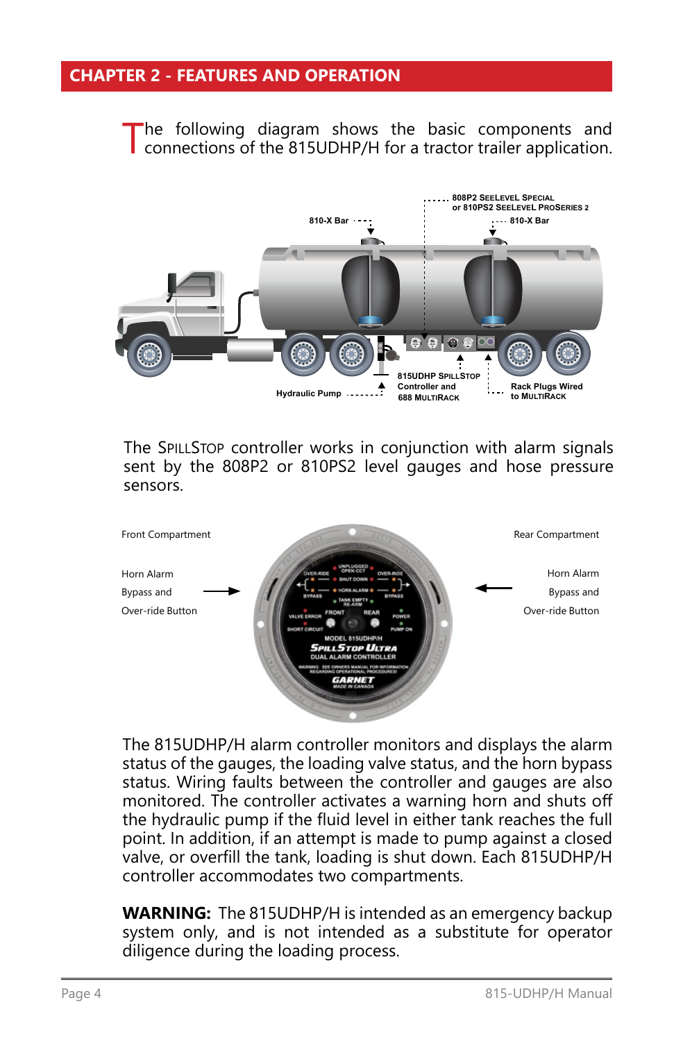# CHAPTER 2 - FEATURES AND OPERATION

The following diagram shows the basic components and connections of the 815UDHP/H for a tractor trailer application.

808P2 SEELEVEL SPECIAL
or 810PS2 SEELEVEL PROSERIES 2

810-X Bar

810-X Bar

Hydraulic Pump

815UDHP SPILLSTOP
Controller and
688 MULTIRACK

Rack Plugs Wired
to MULTIRACK

The SPILLSTOP controller works in conjunction with alarm signals sent by the 808P2 or 810PS2 level gauges and hose pressure sensors.

Front Compartment

Horn Alarm
Bypass and
Over-ride Button

Rear Compartment

Horn Alarm
Bypass and
Over-ride Button

The 815UDHP/H alarm controller monitors and displays the alarm status of the gauges, the loading valve status, and the horn bypass status. Wiring faults between the controller and gauges are also monitored. The controller activates a warning horn and shuts off the hydraulic pump if the fluid level in either tank reaches the full point. In addition, if an attempt is made to pump against a closed valve, or overfill the tank, loading is shut down. Each 815UDHP/H controller accommodates two compartments.

**WARNING:** The 815UDHP/H is intended as an emergency backup system only, and is not intended as a substitute for operator diligence during the loading process.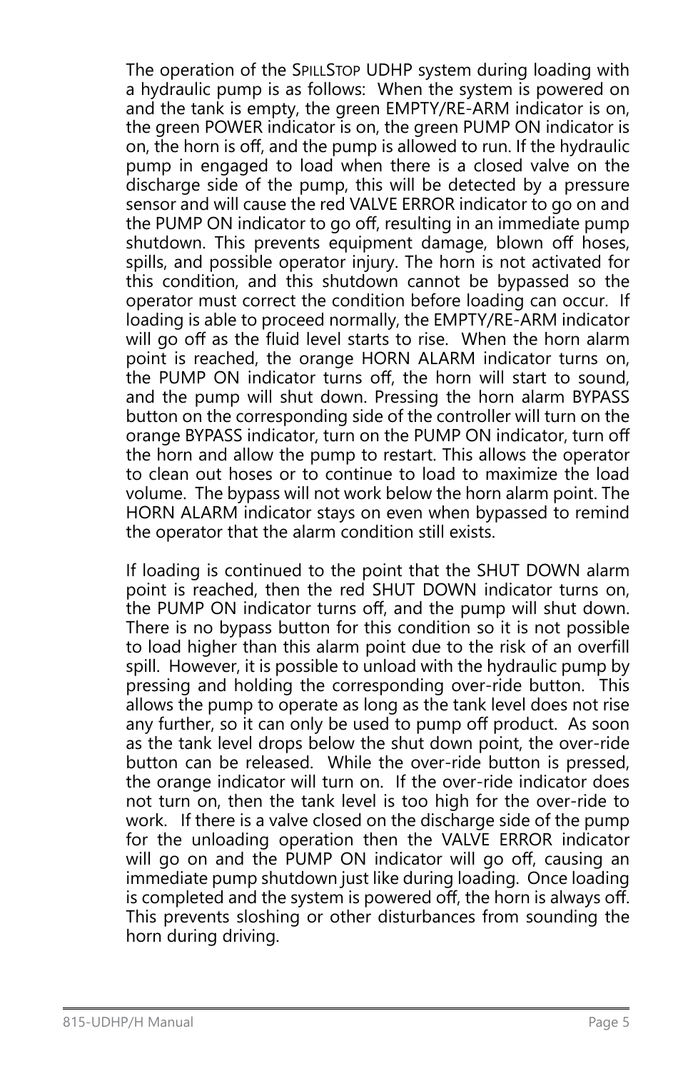The operation of the SpillStop UDHP system during loading with a hydraulic pump is as follows: When the system is powered on and the tank is empty, the green EMPTY/RE-ARM indicator is on, the green POWER indicator is on, the green PUMP ON indicator is on, the horn is off, and the pump is allowed to run. If the hydraulic pump in engaged to load when there is a closed valve on the discharge side of the pump, this will be detected by a pressure sensor and will cause the red VALVE ERROR indicator to go on and the PUMP ON indicator to go off, resulting in an immediate pump shutdown. This prevents equipment damage, blown off hoses, spills, and possible operator injury. The horn is not activated for this condition, and this shutdown cannot be bypassed so the operator must correct the condition before loading can occur. If loading is able to proceed normally, the EMPTY/RE-ARM indicator will go off as the fluid level starts to rise. When the horn alarm point is reached, the orange HORN ALARM indicator turns on, the PUMP ON indicator turns off, the horn will start to sound, and the pump will shut down. Pressing the horn alarm BYPASS button on the corresponding side of the controller will turn on the orange BYPASS indicator, turn on the PUMP ON indicator, turn off the horn and allow the pump to restart. This allows the operator to clean out hoses or to continue to load to maximize the load volume. The bypass will not work below the horn alarm point. The HORN ALARM indicator stays on even when bypassed to remind the operator that the alarm condition still exists.

If loading is continued to the point that the SHUT DOWN alarm point is reached, then the red SHUT DOWN indicator turns on, the PUMP ON indicator turns off, and the pump will shut down. There is no bypass button for this condition so it is not possible to load higher than this alarm point due to the risk of an overfill spill. However, it is possible to unload with the hydraulic pump by pressing and holding the corresponding over-ride button. This allows the pump to operate as long as the tank level does not rise any further, so it can only be used to pump off product. As soon as the tank level drops below the shut down point, the over-ride button can be released. While the over-ride button is pressed, the orange indicator will turn on. If the over-ride indicator does not turn on, then the tank level is too high for the over-ride to work. If there is a valve closed on the discharge side of the pump for the unloading operation then the VALVE ERROR indicator will go on and the PUMP ON indicator will go off, causing an immediate pump shutdown just like during loading. Once loading is completed and the system is powered off, the horn is always off. This prevents sloshing or other disturbances from sounding the horn during driving.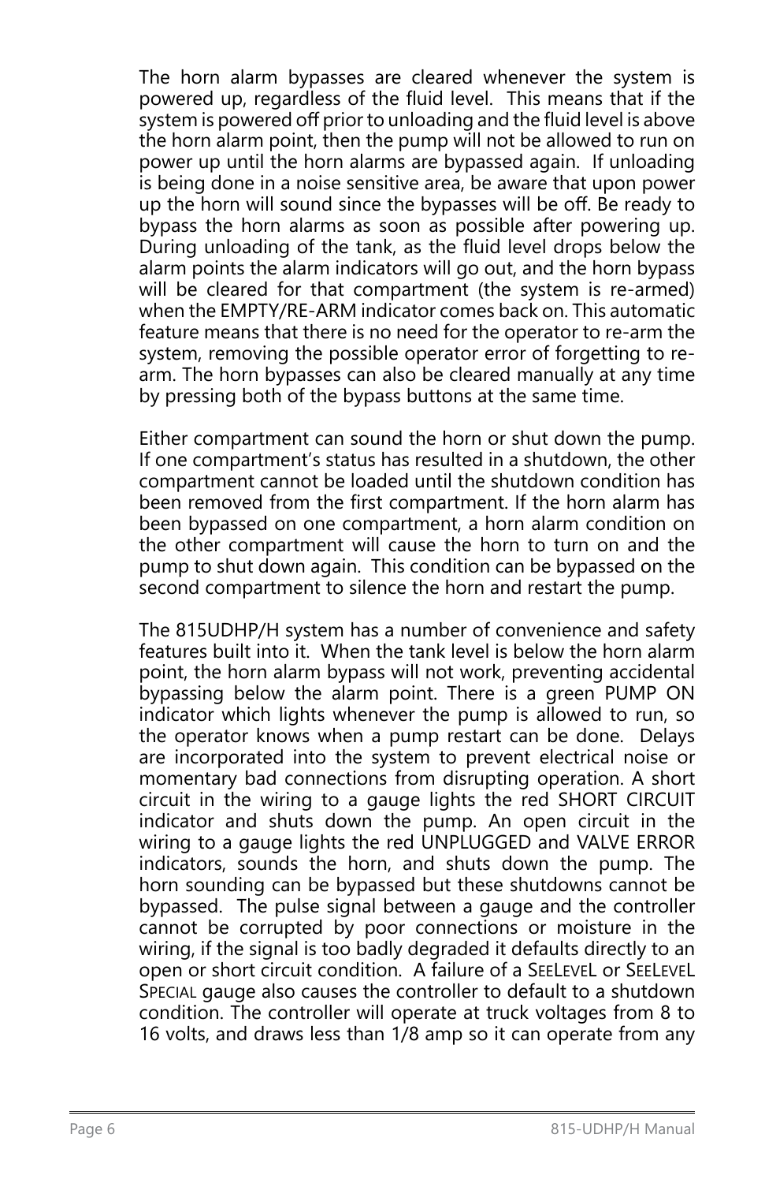The horn alarm bypasses are cleared whenever the system is powered up, regardless of the fluid level. This means that if the system is powered off prior to unloading and the fluid level is above the horn alarm point, then the pump will not be allowed to run on power up until the horn alarms are bypassed again. If unloading is being done in a noise sensitive area, be aware that upon power up the horn will sound since the bypasses will be off. Be ready to bypass the horn alarms as soon as possible after powering up. During unloading of the tank, as the fluid level drops below the alarm points the alarm indicators will go out, and the horn bypass will be cleared for that compartment (the system is re-armed) when the EMPTY/RE-ARM indicator comes back on. This automatic feature means that there is no need for the operator to re-arm the system, removing the possible operator error of forgetting to re-arm. The horn bypasses can also be cleared manually at any time by pressing both of the bypass buttons at the same time.

Either compartment can sound the horn or shut down the pump. If one compartment's status has resulted in a shutdown, the other compartment cannot be loaded until the shutdown condition has been removed from the first compartment. If the horn alarm has been bypassed on one compartment, a horn alarm condition on the other compartment will cause the horn to turn on and the pump to shut down again. This condition can be bypassed on the second compartment to silence the horn and restart the pump.

The 815UDHP/H system has a number of convenience and safety features built into it. When the tank level is below the horn alarm point, the horn alarm bypass will not work, preventing accidental bypassing below the alarm point. There is a green PUMP ON indicator which lights whenever the pump is allowed to run, so the operator knows when a pump restart can be done. Delays are incorporated into the system to prevent electrical noise or momentary bad connections from disrupting operation. A short circuit in the wiring to a gauge lights the red SHORT CIRCUIT indicator and shuts down the pump. An open circuit in the wiring to a gauge lights the red UNPLUGGED and VALVE ERROR indicators, sounds the horn, and shuts down the pump. The horn sounding can be bypassed but these shutdowns cannot be bypassed. The pulse signal between a gauge and the controller cannot be corrupted by poor connections or moisture in the wiring, if the signal is too badly degraded it defaults directly to an open or short circuit condition. A failure of a SeeLeveL or SeeLeveL Special gauge also causes the controller to default to a shutdown condition. The controller will operate at truck voltages from 8 to 16 volts, and draws less than 1/8 amp so it can operate from any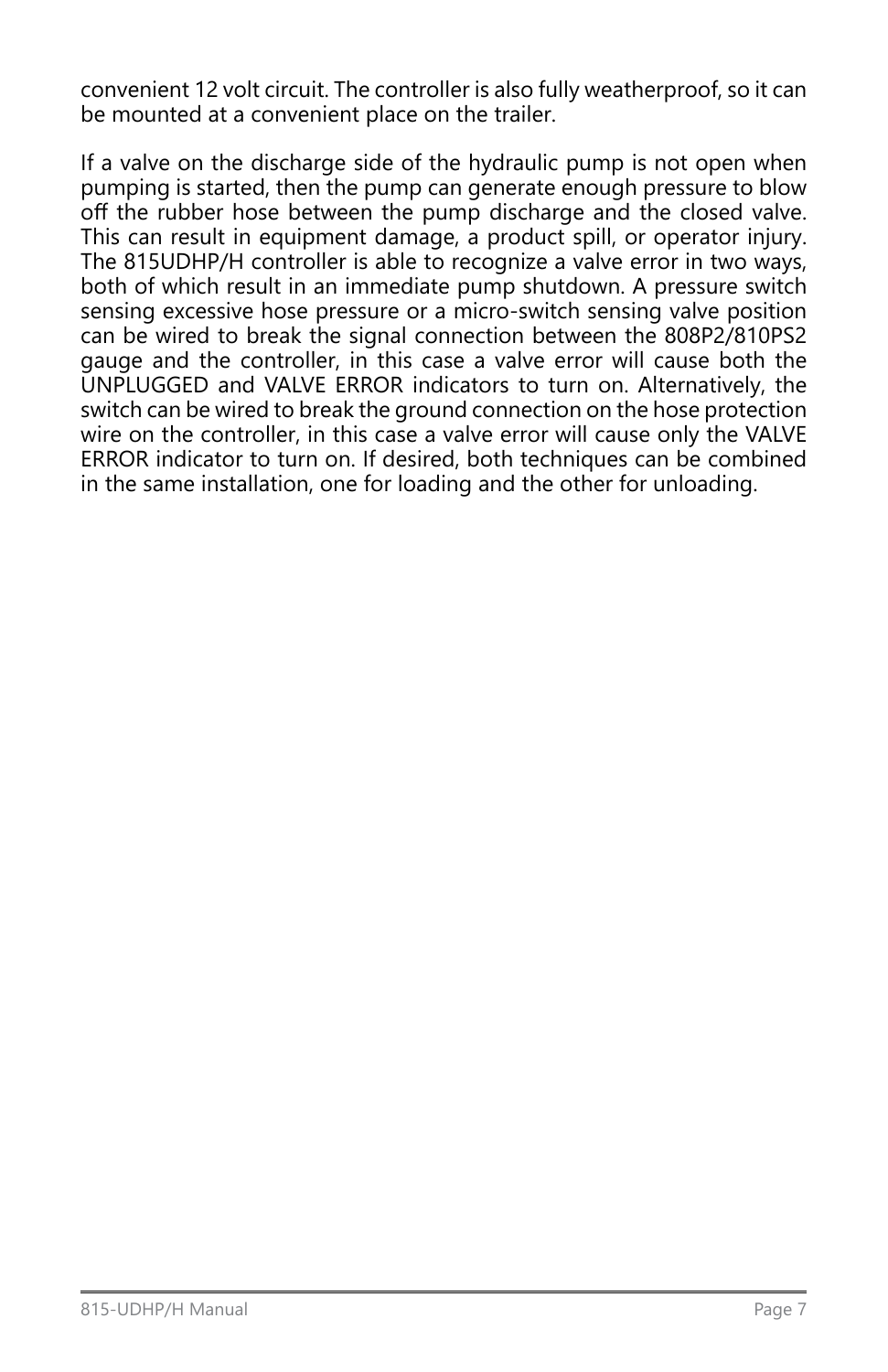convenient 12 volt circuit. The controller is also fully weatherproof, so it can be mounted at a convenient place on the trailer.

If a valve on the discharge side of the hydraulic pump is not open when pumping is started, then the pump can generate enough pressure to blow off the rubber hose between the pump discharge and the closed valve. This can result in equipment damage, a product spill, or operator injury. The 815UDHP/H controller is able to recognize a valve error in two ways, both of which result in an immediate pump shutdown. A pressure switch sensing excessive hose pressure or a micro-switch sensing valve position can be wired to break the signal connection between the 808P2/810PS2 gauge and the controller, in this case a valve error will cause both the UNPLUGGED and VALVE ERROR indicators to turn on. Alternatively, the switch can be wired to break the ground connection on the hose protection wire on the controller, in this case a valve error will cause only the VALVE ERROR indicator to turn on. If desired, both techniques can be combined in the same installation, one for loading and the other for unloading.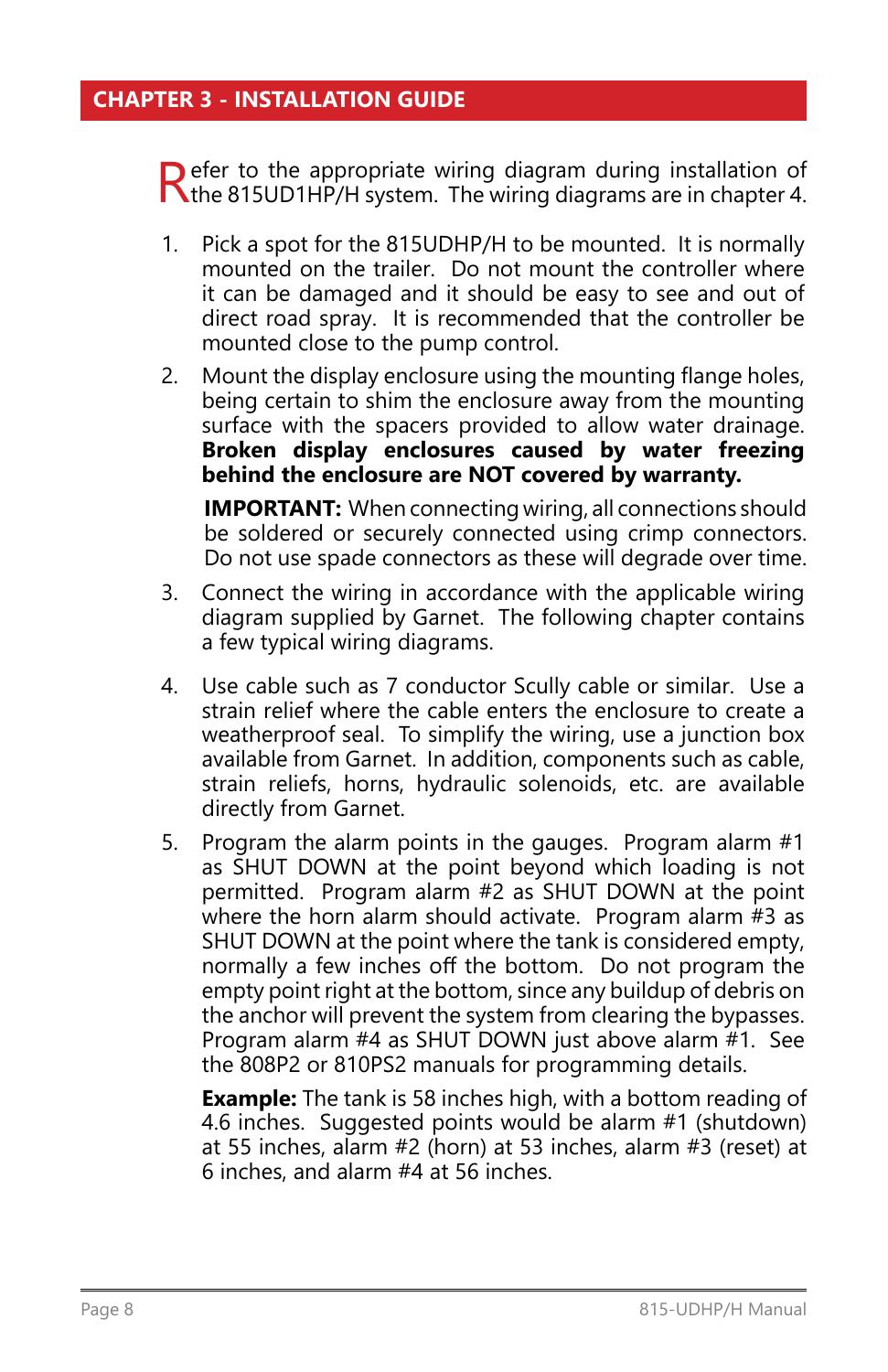## CHAPTER 3 - INSTALLATION GUIDE

Refer to the appropriate wiring diagram during installation of the 815UD1HP/H system. The wiring diagrams are in chapter 4.

1. Pick a spot for the 815UDHP/H to be mounted. It is normally mounted on the trailer. Do not mount the controller where it can be damaged and it should be easy to see and out of direct road spray. It is recommended that the controller be mounted close to the pump control.

2. Mount the display enclosure using the mounting flange holes, being certain to shim the enclosure away from the mounting surface with the spacers provided to allow water drainage. **Broken display enclosures caused by water freezing behind the enclosure are NOT covered by warranty.**

   **IMPORTANT:** When connecting wiring, all connections should be soldered or securely connected using crimp connectors. Do not use spade connectors as these will degrade over time.

3. Connect the wiring in accordance with the applicable wiring diagram supplied by Garnet. The following chapter contains a few typical wiring diagrams.

4. Use cable such as 7 conductor Scully cable or similar. Use a strain relief where the cable enters the enclosure to create a weatherproof seal. To simplify the wiring, use a junction box available from Garnet. In addition, components such as cable, strain reliefs, horns, hydraulic solenoids, etc. are available directly from Garnet.

5. Program the alarm points in the gauges. Program alarm #1 as SHUT DOWN at the point beyond which loading is not permitted. Program alarm #2 as SHUT DOWN at the point where the horn alarm should activate. Program alarm #3 as SHUT DOWN at the point where the tank is considered empty, normally a few inches off the bottom. Do not program the empty point right at the bottom, since any buildup of debris on the anchor will prevent the system from clearing the bypasses. Program alarm #4 as SHUT DOWN just above alarm #1. See the 808P2 or 810PS2 manuals for programming details.

   **Example:** The tank is 58 inches high, with a bottom reading of 4.6 inches. Suggested points would be alarm #1 (shutdown) at 55 inches, alarm #2 (horn) at 53 inches, alarm #3 (reset) at 6 inches, and alarm #4 at 56 inches.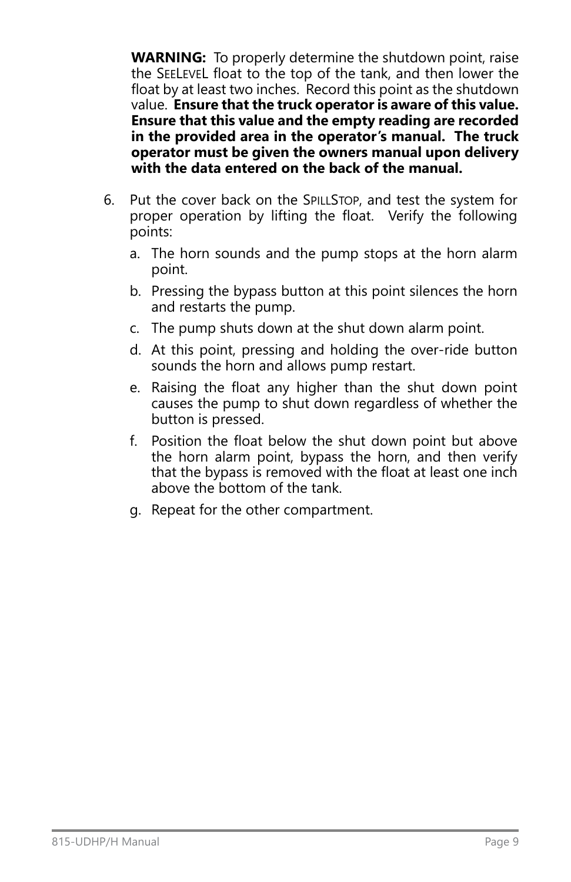**WARNING:** To properly determine the shutdown point, raise the SeeLevel float to the top of the tank, and then lower the float by at least two inches. Record this point as the shutdown value. **Ensure that the truck operator is aware of this value. Ensure that this value and the empty reading are recorded in the provided area in the operator's manual. The truck operator must be given the owners manual upon delivery with the data entered on the back of the manual.**

6. Put the cover back on the SpillStop, and test the system for proper operation by lifting the float. Verify the following points:

   a. The horn sounds and the pump stops at the horn alarm point.

   b. Pressing the bypass button at this point silences the horn and restarts the pump.

   c. The pump shuts down at the shut down alarm point.

   d. At this point, pressing and holding the over-ride button sounds the horn and allows pump restart.

   e. Raising the float any higher than the shut down point causes the pump to shut down regardless of whether the button is pressed.

   f. Position the float below the shut down point but above the horn alarm point, bypass the horn, and then verify that the bypass is removed with the float at least one inch above the bottom of the tank.

   g. Repeat for the other compartment.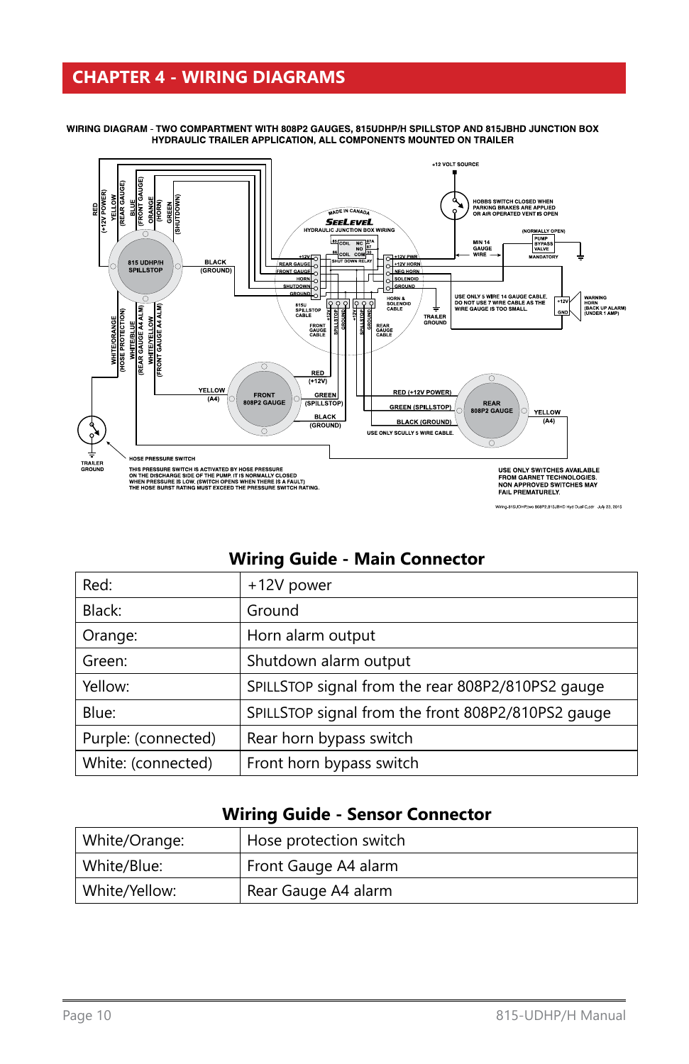# CHAPTER 4 - WIRING DIAGRAMS

WIRING DIAGRAM - TWO COMPARTMENT WITH 808P2 GAUGES, 815UDHP/H SPILLSTOP AND 815JBHD JUNCTION BOX
HYDRAULIC TRAILER APPLICATION, ALL COMPONENTS MOUNTED ON TRAILER

+12 VOLT SOURCE

HOBBS SWITCH CLOSED WHEN PARKING BRAKES ARE APPLIED OR AIR OPERATED VENT IS OPEN

(NORMALLY OPEN) PUMP BYPASS VALVE

MANDATORY

MIN 14 GAUGE WIRE

MADE IN CANADA
SEELEVEL
HYDRAULIC JUNCTION BOX WIRING

RED (+12V POWER)
YELLOW (REAR GAUGE)
BLUE (FRONT GAUGE)
ORANGE (HORN)
GREEN (SHUTDOWN)

815 UDHP/H SPILLSTOP

BLACK (GROUND)

WHITE/ORANGE (HOSE PROTECTION)
WHITE/BLUE (REAR GAUGE A4 ALM)
WHITE/YELLOW (FRONT GAUGE A4 ALM)

USE ONLY 5 WIRE 14 GAUGE CABLE. DO NOT USE 7 WIRE CABLE AS THE WIRE GAUGE IS TOO SMALL.

WARNING HORN (BACK UP ALARM) (UNDER 1 AMP)

TRAILER GROUND

FRONT 808P2 GAUGE

REAR 808P2 GAUGE

USE ONLY SCULLY 5 WIRE CABLE.

HOSE PRESSURE SWITCH

THIS PRESSURE SWITCH IS ACTIVATED BY HOSE PRESSURE ON THE DISCHARGE SIDE OF THE PUMP. IT IS NORMALLY CLOSED WHEN PRESSURE IS LOW. (SWITCH OPENS WHEN THERE IS A FAULT) THE HOSE BURST RATING MUST EXCEED THE PRESSURE SWITCH RATING.

USE ONLY SWITCHES AVAILABLE FROM GARNET TECHNOLOGIES. NON APPROVED SWITCHES MAY FAIL PREMATURELY.

## Wiring Guide - Main Connector

| | |
|---|---|
| Red: | +12V power |
| Black: | Ground |
| Orange: | Horn alarm output |
| Green: | Shutdown alarm output |
| Yellow: | SPILLSTOP signal from the rear 808P2/810PS2 gauge |
| Blue: | SPILLSTOP signal from the front 808P2/810PS2 gauge |
| Purple: (connected) | Rear horn bypass switch |
| White: (connected) | Front horn bypass switch |

## Wiring Guide - Sensor Connector

| | |
|---|---|
| White/Orange: | Hose protection switch |
| White/Blue: | Front Gauge A4 alarm |
| White/Yellow: | Rear Gauge A4 alarm |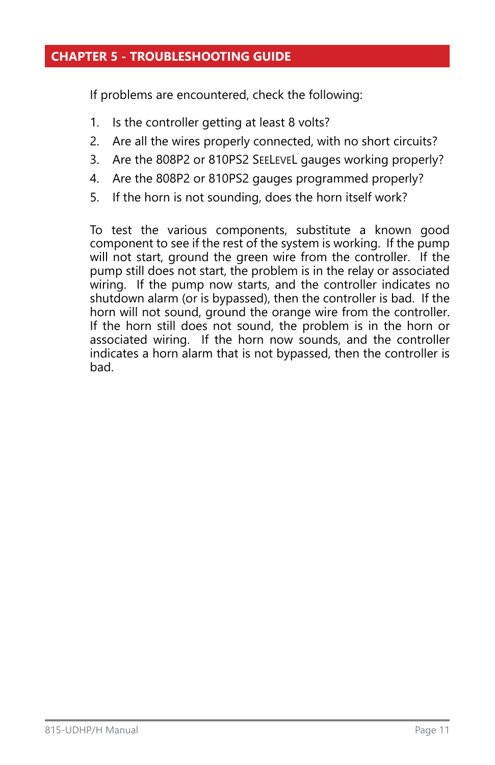# CHAPTER 5 - TROUBLESHOOTING GUIDE

If problems are encountered, check the following:

1. Is the controller getting at least 8 volts?
2. Are all the wires properly connected, with no short circuits?
3. Are the 808P2 or 810PS2 SeeLevel gauges working properly?
4. Are the 808P2 or 810PS2 gauges programmed properly?
5. If the horn is not sounding, does the horn itself work?

To test the various components, substitute a known good component to see if the rest of the system is working. If the pump will not start, ground the green wire from the controller. If the pump still does not start, the problem is in the relay or associated wiring. If the pump now starts, and the controller indicates no shutdown alarm (or is bypassed), then the controller is bad. If the horn will not sound, ground the orange wire from the controller. If the horn still does not sound, the problem is in the horn or associated wiring. If the horn now sounds, and the controller indicates a horn alarm that is not bypassed, then the controller is bad.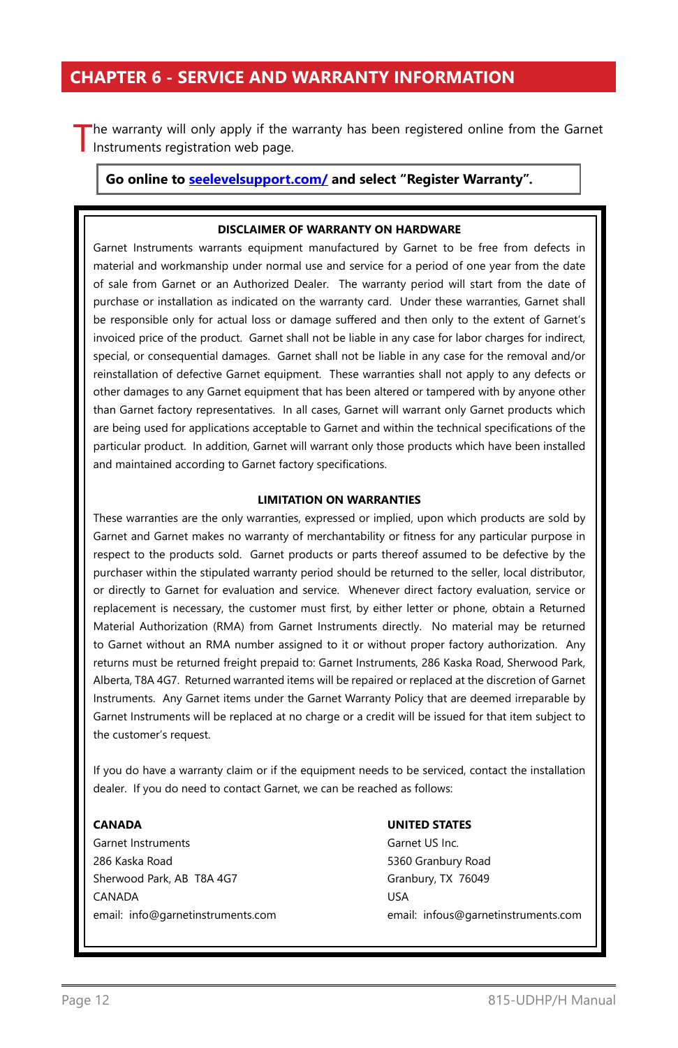# CHAPTER 6 - SERVICE AND WARRANTY INFORMATION

The warranty will only apply if the warranty has been registered online from the Garnet Instruments registration web page.

**Go online to [seelevelsupport.com/](seelevelsupport.com/) and select "Register Warranty".**

### DISCLAIMER OF WARRANTY ON HARDWARE

Garnet Instruments warrants equipment manufactured by Garnet to be free from defects in material and workmanship under normal use and service for a period of one year from the date of sale from Garnet or an Authorized Dealer. The warranty period will start from the date of purchase or installation as indicated on the warranty card. Under these warranties, Garnet shall be responsible only for actual loss or damage suffered and then only to the extent of Garnet's invoiced price of the product. Garnet shall not be liable in any case for labor charges for indirect, special, or consequential damages. Garnet shall not be liable in any case for the removal and/or reinstallation of defective Garnet equipment. These warranties shall not apply to any defects or other damages to any Garnet equipment that has been altered or tampered with by anyone other than Garnet factory representatives. In all cases, Garnet will warrant only Garnet products which are being used for applications acceptable to Garnet and within the technical specifications of the particular product. In addition, Garnet will warrant only those products which have been installed and maintained according to Garnet factory specifications.

### LIMITATION ON WARRANTIES

These warranties are the only warranties, expressed or implied, upon which products are sold by Garnet and Garnet makes no warranty of merchantability or fitness for any particular purpose in respect to the products sold. Garnet products or parts thereof assumed to be defective by the purchaser within the stipulated warranty period should be returned to the seller, local distributor, or directly to Garnet for evaluation and service. Whenever direct factory evaluation, service or replacement is necessary, the customer must first, by either letter or phone, obtain a Returned Material Authorization (RMA) from Garnet Instruments directly. No material may be returned to Garnet without an RMA number assigned to it or without proper factory authorization. Any returns must be returned freight prepaid to: Garnet Instruments, 286 Kaska Road, Sherwood Park, Alberta, T8A 4G7. Returned warranted items will be repaired or replaced at the discretion of Garnet Instruments. Any Garnet items under the Garnet Warranty Policy that are deemed irreparable by Garnet Instruments will be replaced at no charge or a credit will be issued for that item subject to the customer's request.

If you do have a warranty claim or if the equipment needs to be serviced, contact the installation dealer. If you do need to contact Garnet, we can be reached as follows:

**CANADA**
Garnet Instruments
286 Kaska Road
Sherwood Park, AB T8A 4G7
CANADA
email: info@garnetinstruments.com

**UNITED STATES**
Garnet US Inc.
5360 Granbury Road
Granbury, TX 76049
USA
email: infous@garnetinstruments.com